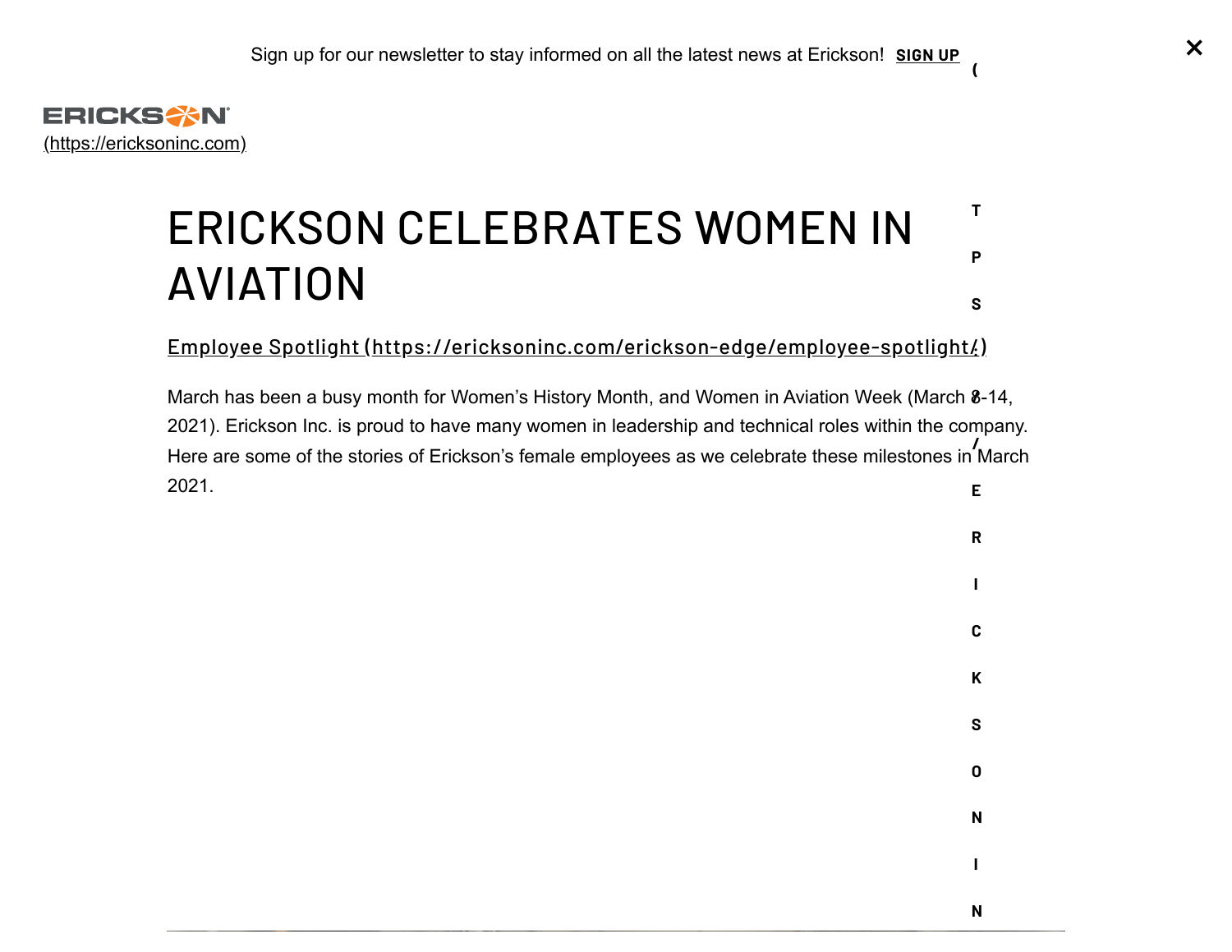Sign up for our newsletter to stay informed on all the latest news at Erickson! **SIGN UP**

(https://ericksoninc.com)

# ERICKSON CELEBRATES WOMEN IN AVIATION

Employee Spotlight (https://ericksoninc.com/erickson-edge/employee-spotlight/)

March has been a busy month for Women's History Month, and Women in Aviation Week (March 8-14, 2021). Erickson Inc. is proud to have many women in leadership and technical roles within the company. Here are some of the stories of Erickson's female employees as we celebrate these milestones in March 2021.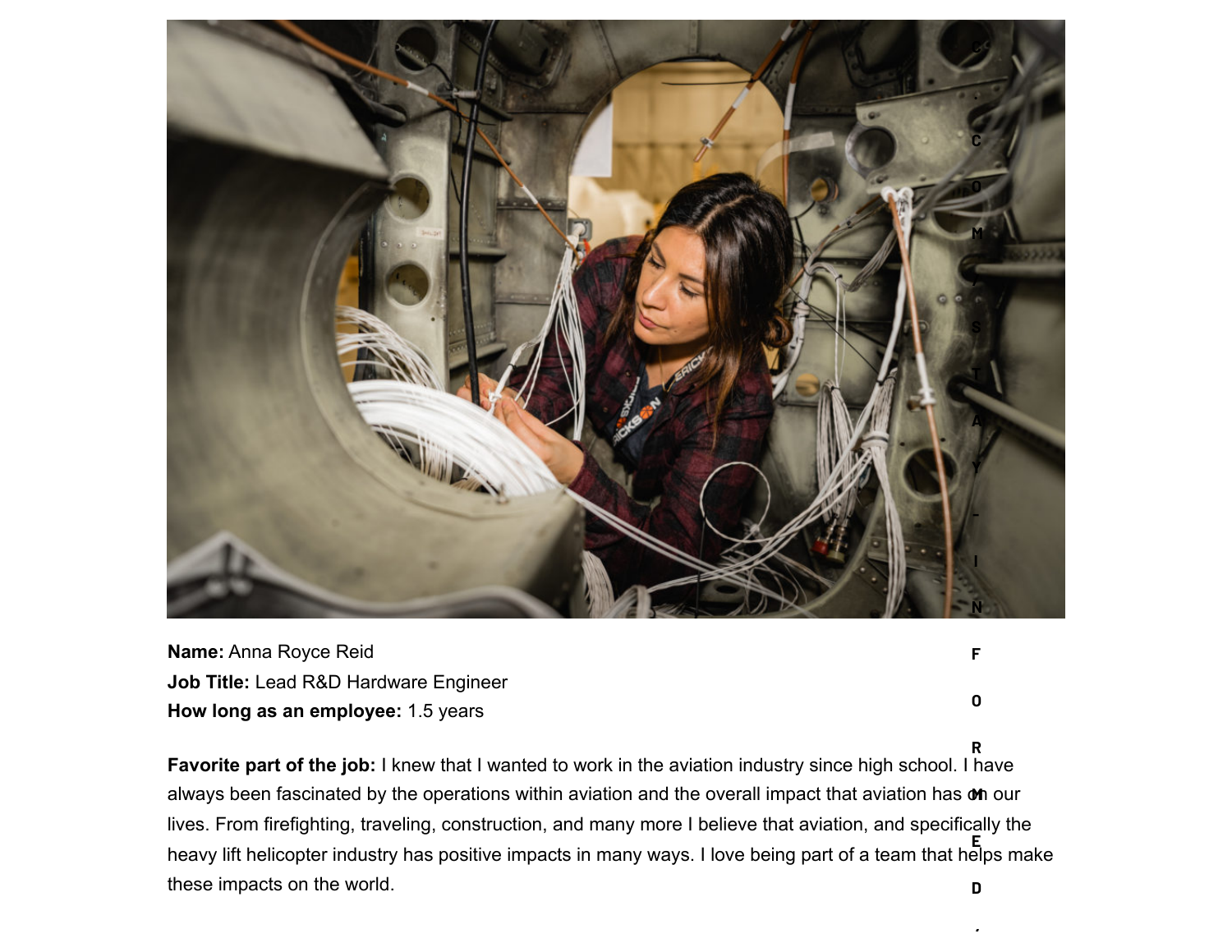**Name:** Anna Royce Reid
**Job Title:** Lead R&D Hardware Engineer
**How long as an employee:** 1.5 years

**Favorite part of the job:** I knew that I wanted to work in the aviation industry since high school. I have always been fascinated by the operations within aviation and the overall impact that aviation has on our lives. From firefighting, traveling, construction, and many more I believe that aviation, and specifically the heavy lift helicopter industry has positive impacts in many ways. I love being part of a team that helps make these impacts on the world.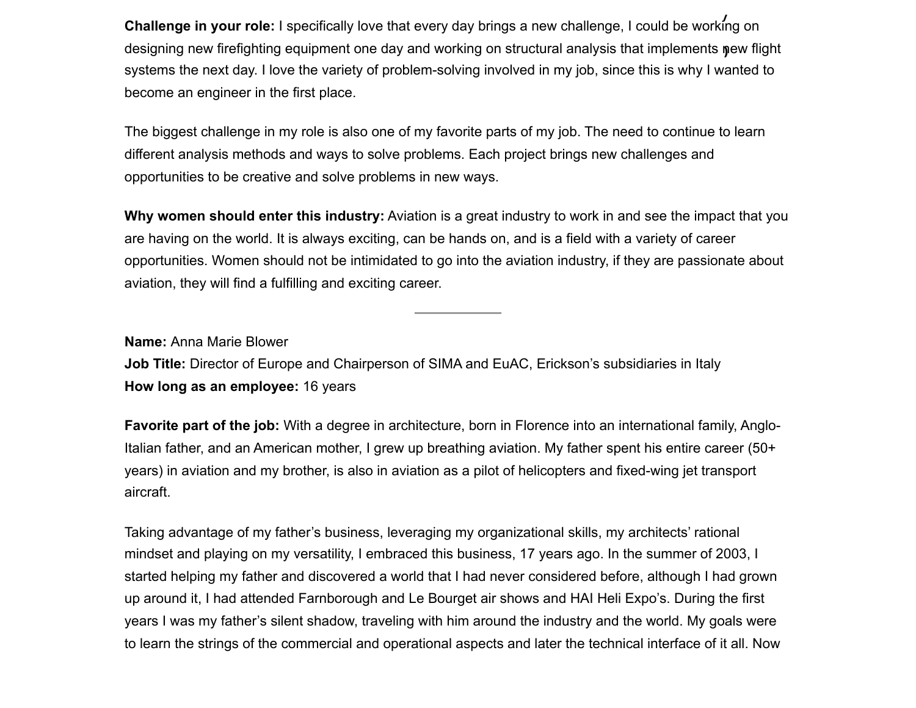**Challenge in your role:** I specifically love that every day brings a new challenge, I could be working on designing new firefighting equipment one day and working on structural analysis that implements new flight systems the next day. I love the variety of problem-solving involved in my job, since this is why I wanted to become an engineer in the first place.

The biggest challenge in my role is also one of my favorite parts of my job. The need to continue to learn different analysis methods and ways to solve problems. Each project brings new challenges and opportunities to be creative and solve problems in new ways.

**Why women should enter this industry:** Aviation is a great industry to work in and see the impact that you are having on the world. It is always exciting, can be hands on, and is a field with a variety of career opportunities. Women should not be intimidated to go into the aviation industry, if they are passionate about aviation, they will find a fulfilling and exciting career.

---

**Name:** Anna Marie Blower
**Job Title:** Director of Europe and Chairperson of SIMA and EuAC, Erickson's subsidiaries in Italy
**How long as an employee:** 16 years

**Favorite part of the job:** With a degree in architecture, born in Florence into an international family, Anglo-Italian father, and an American mother, I grew up breathing aviation. My father spent his entire career (50+ years) in aviation and my brother, is also in aviation as a pilot of helicopters and fixed-wing jet transport aircraft.

Taking advantage of my father's business, leveraging my organizational skills, my architects' rational mindset and playing on my versatility, I embraced this business, 17 years ago. In the summer of 2003, I started helping my father and discovered a world that I had never considered before, although I had grown up around it, I had attended Farnborough and Le Bourget air shows and HAI Heli Expo's. During the first years I was my father's silent shadow, traveling with him around the industry and the world. My goals were to learn the strings of the commercial and operational aspects and later the technical interface of it all. Now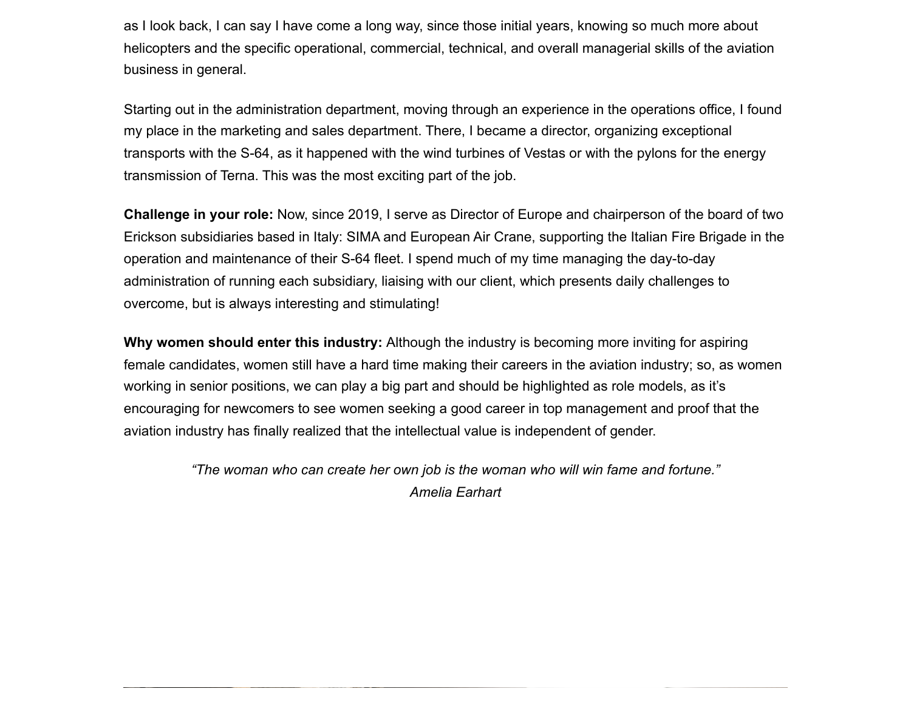as I look back, I can say I have come a long way, since those initial years, knowing so much more about helicopters and the specific operational, commercial, technical, and overall managerial skills of the aviation business in general.

Starting out in the administration department, moving through an experience in the operations office, I found my place in the marketing and sales department. There, I became a director, organizing exceptional transports with the S-64, as it happened with the wind turbines of Vestas or with the pylons for the energy transmission of Terna. This was the most exciting part of the job.

**Challenge in your role:** Now, since 2019, I serve as Director of Europe and chairperson of the board of two Erickson subsidiaries based in Italy: SIMA and European Air Crane, supporting the Italian Fire Brigade in the operation and maintenance of their S-64 fleet. I spend much of my time managing the day-to-day administration of running each subsidiary, liaising with our client, which presents daily challenges to overcome, but is always interesting and stimulating!

**Why women should enter this industry:** Although the industry is becoming more inviting for aspiring female candidates, women still have a hard time making their careers in the aviation industry; so, as women working in senior positions, we can play a big part and should be highlighted as role models, as it's encouraging for newcomers to see women seeking a good career in top management and proof that the aviation industry has finally realized that the intellectual value is independent of gender.

*"The woman who can create her own job is the woman who will win fame and fortune."*
*Amelia Earhart*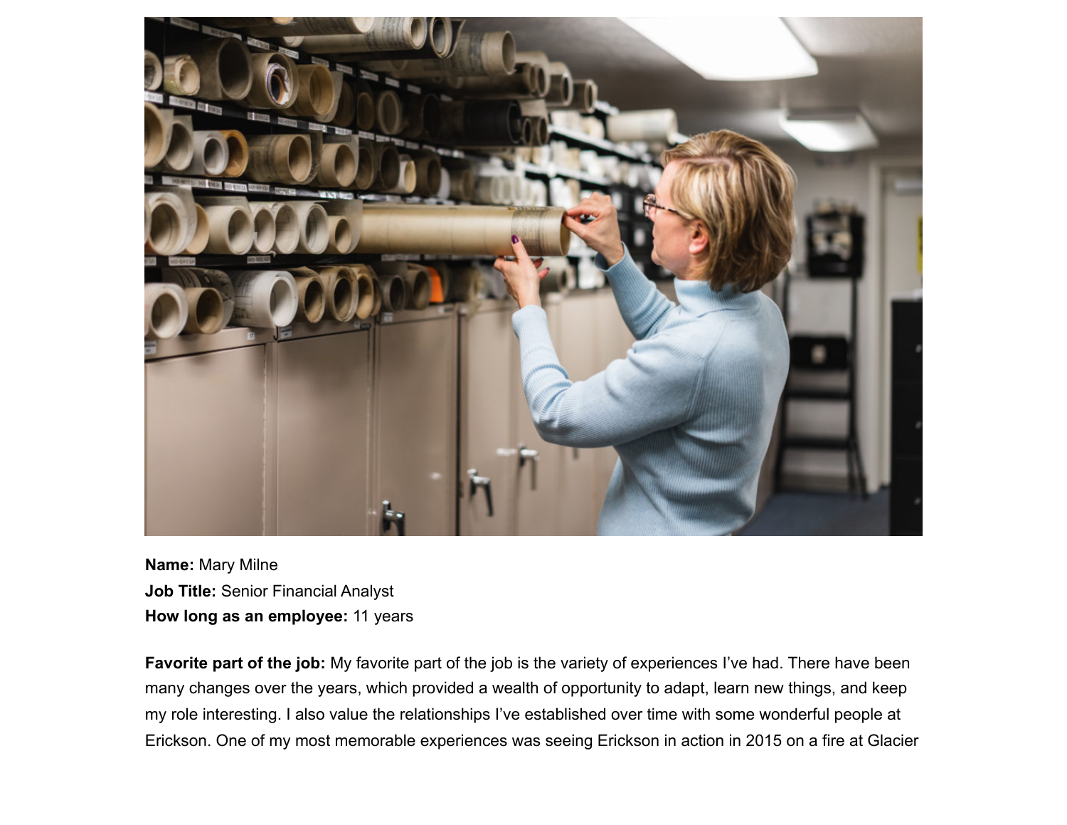**Name:** Mary Milne
**Job Title:** Senior Financial Analyst
**How long as an employee:** 11 years

**Favorite part of the job:** My favorite part of the job is the variety of experiences I've had. There have been many changes over the years, which provided a wealth of opportunity to adapt, learn new things, and keep my role interesting. I also value the relationships I've established over time with some wonderful people at Erickson. One of my most memorable experiences was seeing Erickson in action in 2015 on a fire at Glacier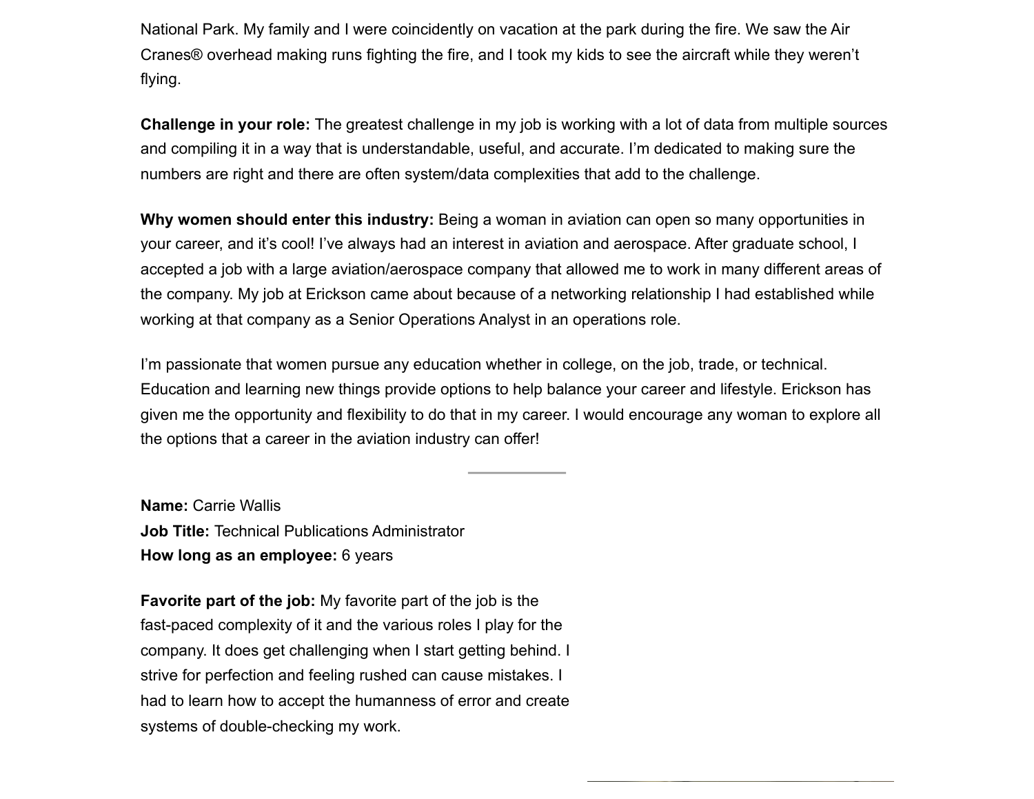National Park. My family and I were coincidently on vacation at the park during the fire. We saw the Air Cranes® overhead making runs fighting the fire, and I took my kids to see the aircraft while they weren't flying.

**Challenge in your role:** The greatest challenge in my job is working with a lot of data from multiple sources and compiling it in a way that is understandable, useful, and accurate. I'm dedicated to making sure the numbers are right and there are often system/data complexities that add to the challenge.

**Why women should enter this industry:** Being a woman in aviation can open so many opportunities in your career, and it's cool! I've always had an interest in aviation and aerospace. After graduate school, I accepted a job with a large aviation/aerospace company that allowed me to work in many different areas of the company. My job at Erickson came about because of a networking relationship I had established while working at that company as a Senior Operations Analyst in an operations role.

I'm passionate that women pursue any education whether in college, on the job, trade, or technical. Education and learning new things provide options to help balance your career and lifestyle. Erickson has given me the opportunity and flexibility to do that in my career. I would encourage any woman to explore all the options that a career in the aviation industry can offer!

---

**Name:** Carrie Wallis
**Job Title:** Technical Publications Administrator
**How long as an employee:** 6 years

**Favorite part of the job:** My favorite part of the job is the fast-paced complexity of it and the various roles I play for the company. It does get challenging when I start getting behind. I strive for perfection and feeling rushed can cause mistakes. I had to learn how to accept the humanness of error and create systems of double-checking my work.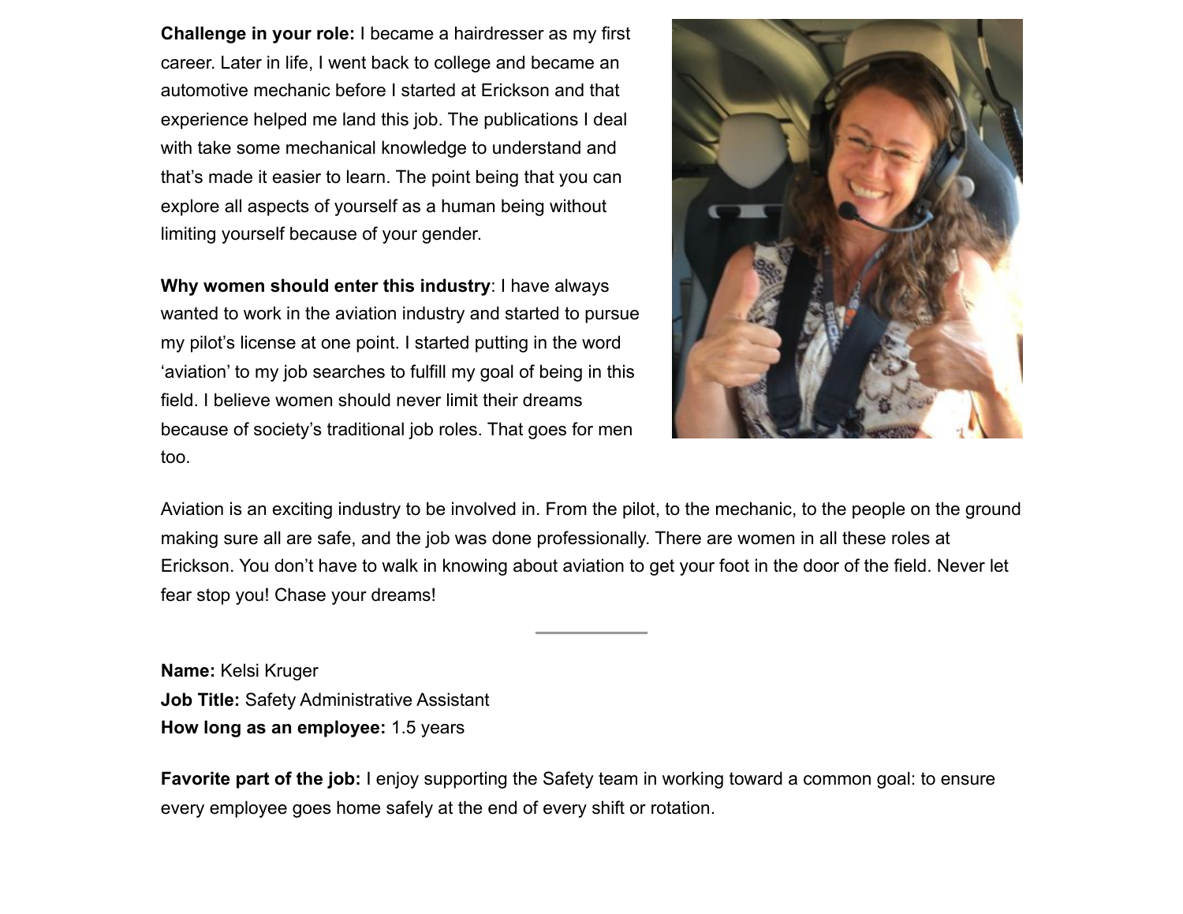**Challenge in your role:** I became a hairdresser as my first career. Later in life, I went back to college and became an automotive mechanic before I started at Erickson and that experience helped me land this job. The publications I deal with take some mechanical knowledge to understand and that's made it easier to learn. The point being that you can explore all aspects of yourself as a human being without limiting yourself because of your gender.

**Why women should enter this industry**: I have always wanted to work in the aviation industry and started to pursue my pilot's license at one point. I started putting in the word 'aviation' to my job searches to fulfill my goal of being in this field. I believe women should never limit their dreams because of society's traditional job roles. That goes for men too.

Aviation is an exciting industry to be involved in. From the pilot, to the mechanic, to the people on the ground making sure all are safe, and the job was done professionally. There are women in all these roles at Erickson. You don't have to walk in knowing about aviation to get your foot in the door of the field. Never let fear stop you! Chase your dreams!

---

**Name:** Kelsi Kruger
**Job Title:** Safety Administrative Assistant
**How long as an employee:** 1.5 years

**Favorite part of the job:** I enjoy supporting the Safety team in working toward a common goal: to ensure every employee goes home safely at the end of every shift or rotation.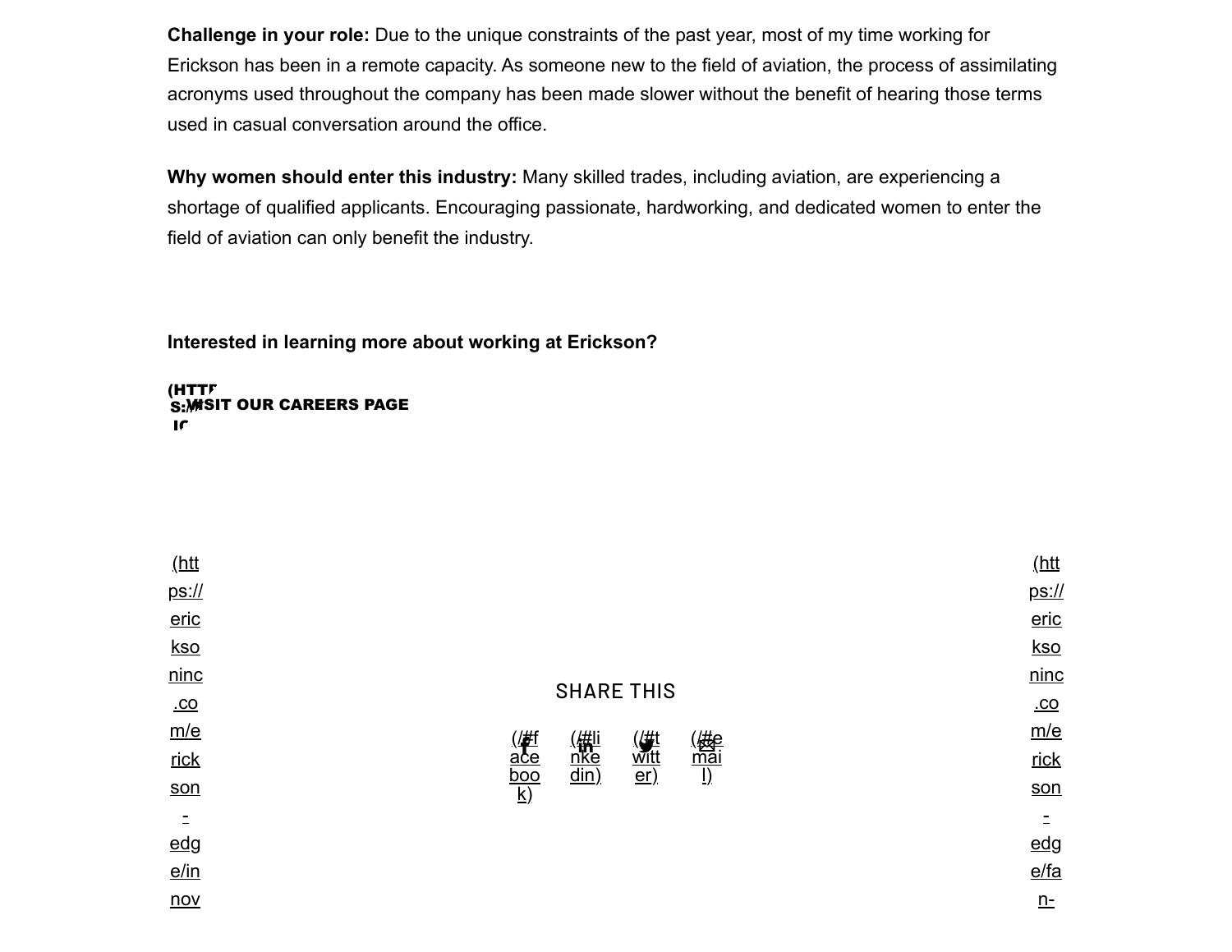**Challenge in your role:** Due to the unique constraints of the past year, most of my time working for Erickson has been in a remote capacity. As someone new to the field of aviation, the process of assimilating acronyms used throughout the company has been made slower without the benefit of hearing those terms used in casual conversation around the office.

**Why women should enter this industry:** Many skilled trades, including aviation, are experiencing a shortage of qualified applicants. Encouraging passionate, hardworking, and dedicated women to enter the field of aviation can only benefit the industry.

**Interested in learning more about working at Erickson?**

**VISIT OUR CAREERS PAGE**

(https://ericksoninc.com/erickson-edge/innov

SHARE THIS

(//#facebook) (//#linkedin) (//#twitter) (//#email)

(https://ericksoninc.com/erickson-edge/fan-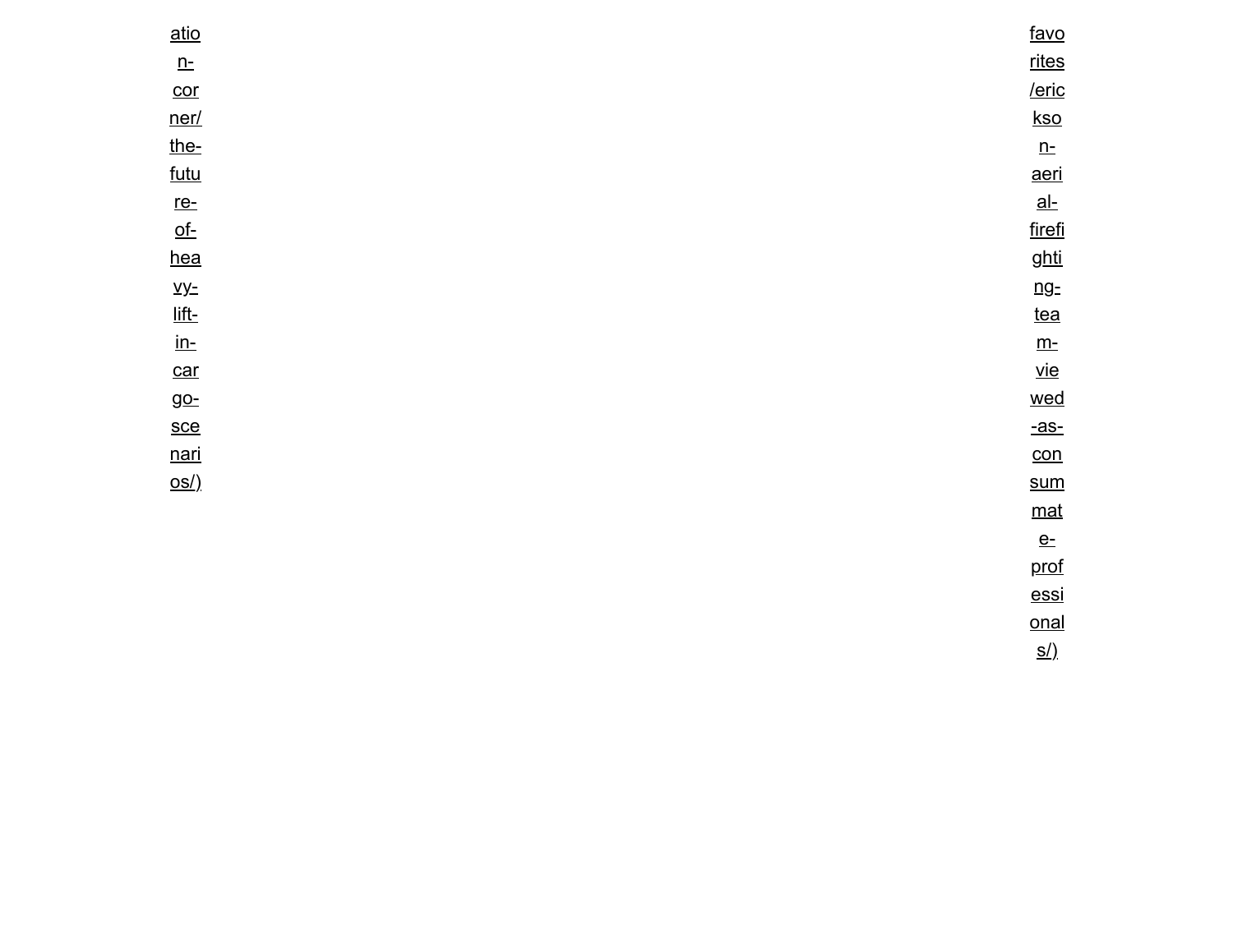ation-corner/the-future-of-heavy-lift-in-cargo-scenarios/)

favorites/erickson-aerial-firefighting-team-viewed-as-consummate-professionals/)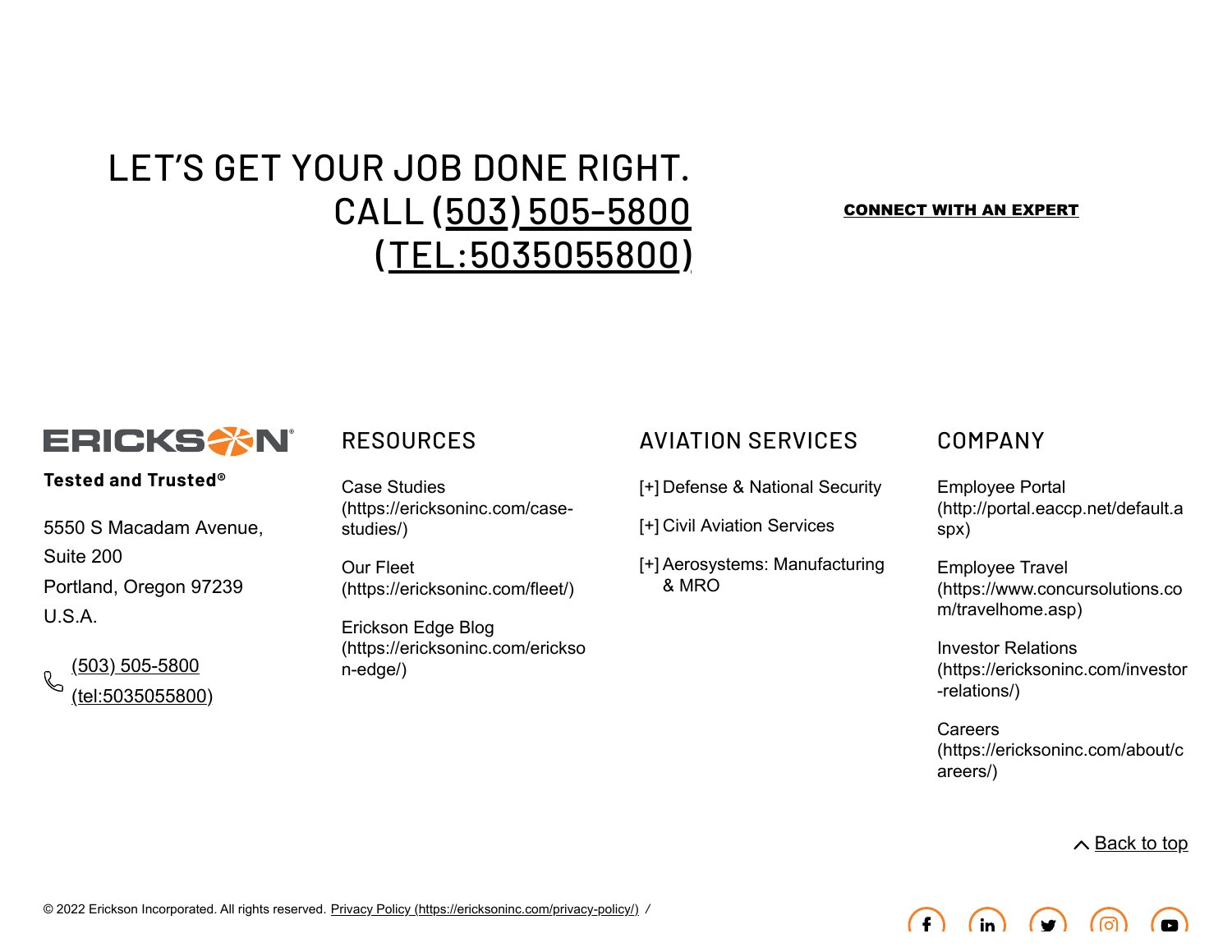# LET'S GET YOUR JOB DONE RIGHT. CALL (503) 505-5800 (TEL:5035055800)

**CONNECT WITH AN EXPERT**

ERICKSON

**Tested and Trusted®**

5550 S Macadam Avenue,
Suite 200
Portland, Oregon 97239
U.S.A.

(503) 505-5800 (tel:5035055800)

## RESOURCES

Case Studies (https://ericksoninc.com/case-studies/)

Our Fleet (https://ericksoninc.com/fleet/)

Erickson Edge Blog (https://ericksoninc.com/erickson-edge/)

## AVIATION SERVICES

[+] Defense & National Security

[+] Civil Aviation Services

[+] Aerosystems: Manufacturing & MRO

## COMPANY

Employee Portal (http://portal.eaccp.net/default.aspx)

Employee Travel (https://www.concursolutions.com/travelhome.asp)

Investor Relations (https://ericksoninc.com/investor-relations/)

Careers (https://ericksoninc.com/about/careers/)

Back to top

© 2022 Erickson Incorporated. All rights reserved. Privacy Policy (https://ericksoninc.com/privacy-policy/) /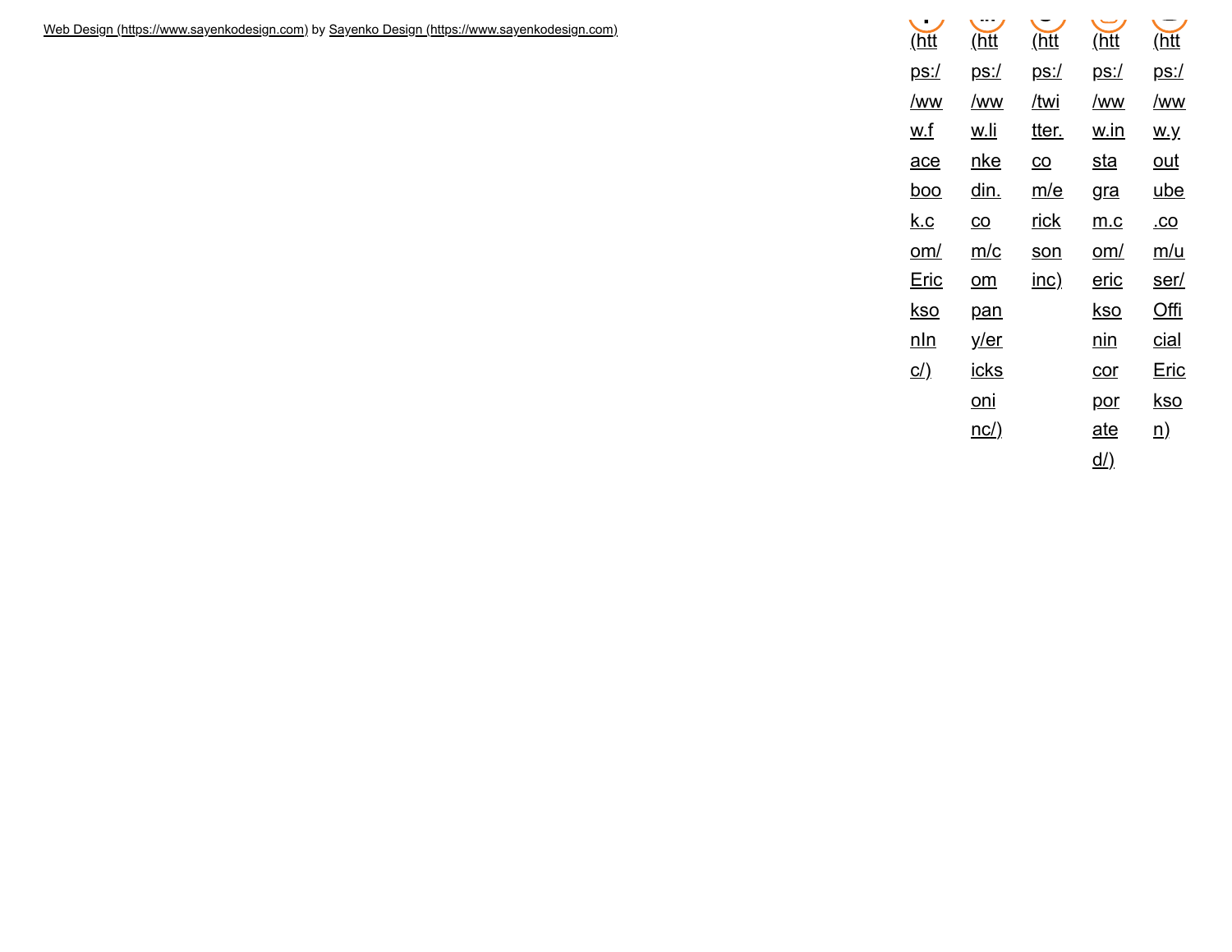Web Design (https://www.sayenkodesign.com) by Sayenko Design (https://www.sayenkodesign.com)

(https://www.facebook.com/EricksonInc/)

(https://www.linkedin.com/company/ericksoninc/)

(https://twitter.com/ericksoninc)

(https://www.instagram.com/ericksonincorporated/)

(https://www.youtube.com/user/OfficialErickson)